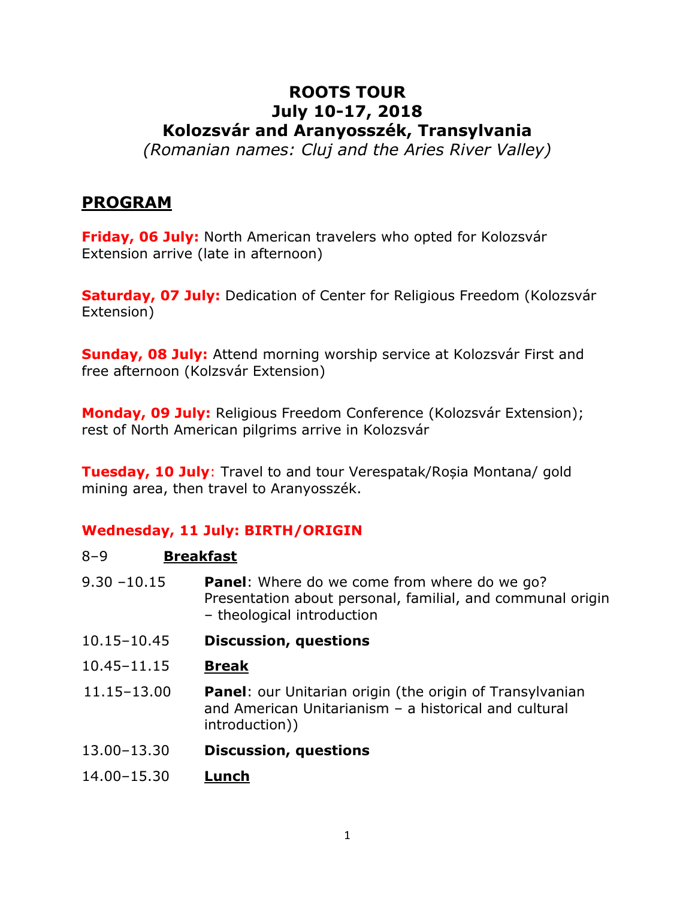# ROOTS TOUR
# July 10-17, 2018
# Kolozsvár and Aranyosszék, Transylvania

*(Romanian names: Cluj and the Aries River Valley)*

## PROGRAM

**Friday, 06 July:** North American travelers who opted for Kolozsvár Extension arrive (late in afternoon)

**Saturday, 07 July:** Dedication of Center for Religious Freedom (Kolozsvár Extension)

**Sunday, 08 July:** Attend morning worship service at Kolozsvár First and free afternoon (Kolzsvár Extension)

**Monday, 09 July:** Religious Freedom Conference (Kolozsvár Extension); rest of North American pilgrims arrive in Kolozsvár

**Tuesday, 10 July**: Travel to and tour Verespatak/Roșia Montana/ gold mining area, then travel to Aranyosszék.

### Wednesday, 11 July: BIRTH/ORIGIN

| | |
|---|---|
| 8–9 | **Breakfast** |
| 9.30 –10.15 | **Panel**: Where do we come from where do we go? Presentation about personal, familial, and communal origin – theological introduction |
| 10.15–10.45 | **Discussion, questions** |
| 10.45–11.15 | **Break** |
| 11.15–13.00 | **Panel**: our Unitarian origin (the origin of Transylvanian and American Unitarianism – a historical and cultural introduction)) |
| 13.00–13.30 | **Discussion, questions** |
| 14.00–15.30 | **Lunch** |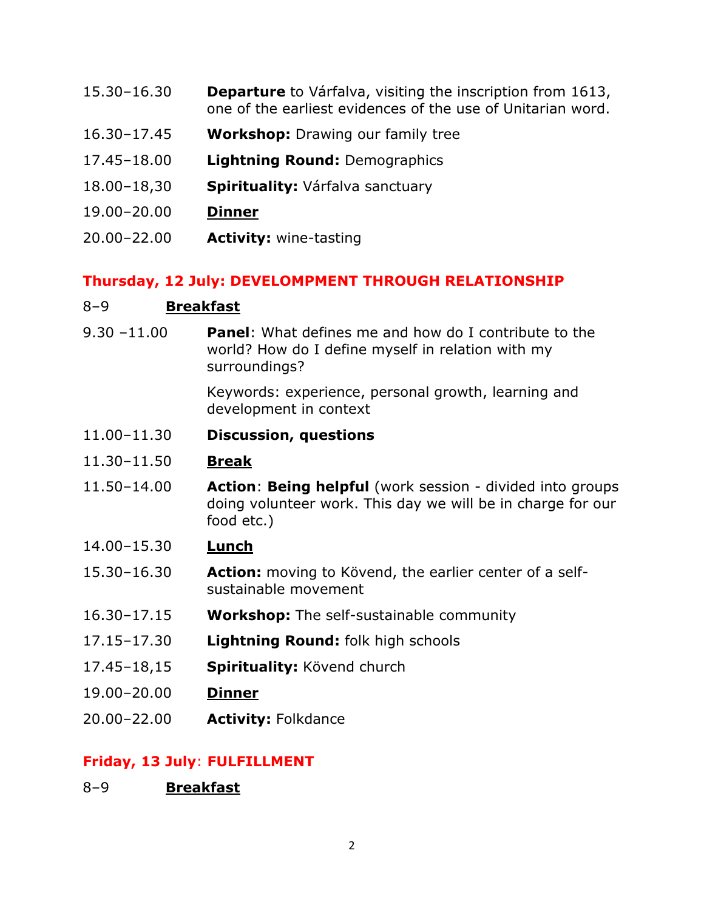15.30–16.30 **Departure** to Várfalva, visiting the inscription from 1613, one of the earliest evidences of the use of Unitarian word.

16.30–17.45 **Workshop:** Drawing our family tree

17.45–18.00 **Lightning Round:** Demographics

18.00–18,30 **Spirituality:** Várfalva sanctuary

19.00–20.00 **Dinner**

20.00–22.00 **Activity:** wine-tasting

## Thursday, 12 July: DEVELOMPMENT THROUGH RELATIONSHIP

8–9 **Breakfast**

9.30 –11.00 **Panel**: What defines me and how do I contribute to the world? How do I define myself in relation with my surroundings?

Keywords: experience, personal growth, learning and development in context

11.00–11.30 **Discussion, questions**

11.30–11.50 **Break**

11.50–14.00 **Action**: **Being helpful** (work session - divided into groups doing volunteer work. This day we will be in charge for our food etc.)

14.00–15.30 **Lunch**

15.30–16.30 **Action:** moving to Kövend, the earlier center of a self-sustainable movement

16.30–17.15 **Workshop:** The self-sustainable community

17.15–17.30 **Lightning Round:** folk high schools

17.45–18,15 **Spirituality:** Kövend church

19.00–20.00 **Dinner**

20.00–22.00 **Activity:** Folkdance

## Friday, 13 July: FULFILLMENT

8–9 **Breakfast**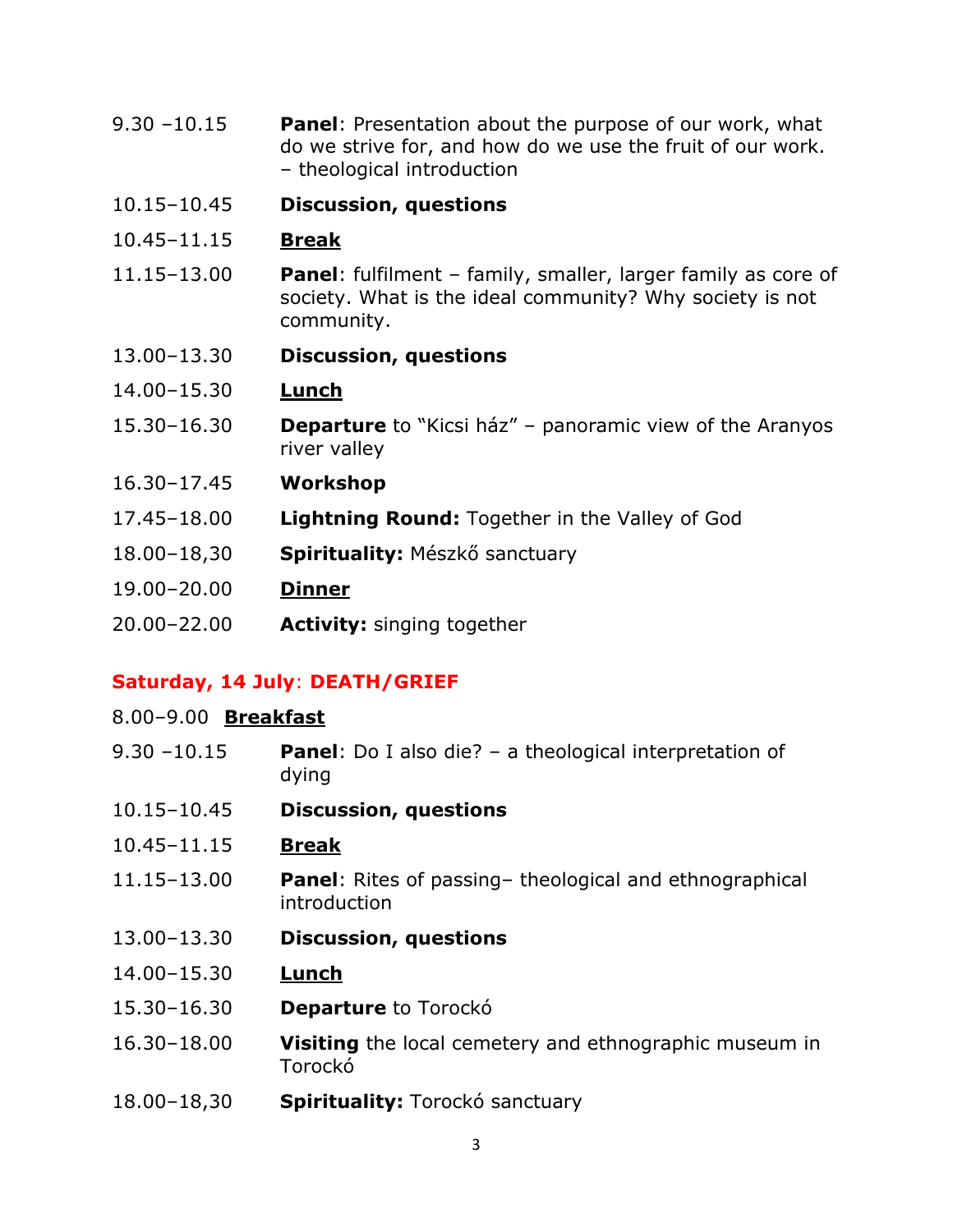9.30 –10.15 **Panel**: Presentation about the purpose of our work, what do we strive for, and how do we use the fruit of our work. – theological introduction

10.15–10.45 **Discussion, questions**

10.45–11.15 <u>**Break**</u>

11.15–13.00 **Panel**: fulfilment – family, smaller, larger family as core of society. What is the ideal community? Why society is not community.

13.00–13.30 **Discussion, questions**

14.00–15.30 <u>**Lunch**</u>

15.30–16.30 **Departure** to "Kicsi ház" – panoramic view of the Aranyos river valley

16.30–17.45 **Workshop**

17.45–18.00 **Lightning Round:** Together in the Valley of God

18.00–18,30 **Spirituality:** Mészkő sanctuary

19.00–20.00 <u>**Dinner**</u>

20.00–22.00 **Activity:** singing together

## Saturday, 14 July: DEATH/GRIEF

8.00–9.00 <u>**Breakfast**</u>

9.30 –10.15 **Panel**: Do I also die? – a theological interpretation of dying

10.15–10.45 **Discussion, questions**

10.45–11.15 <u>**Break**</u>

11.15–13.00 **Panel**: Rites of passing– theological and ethnographical introduction

13.00–13.30 **Discussion, questions**

14.00–15.30 <u>**Lunch**</u>

15.30–16.30 **Departure** to Torockó

16.30–18.00 **Visiting** the local cemetery and ethnographic museum in Torockó

18.00–18,30 **Spirituality:** Torockó sanctuary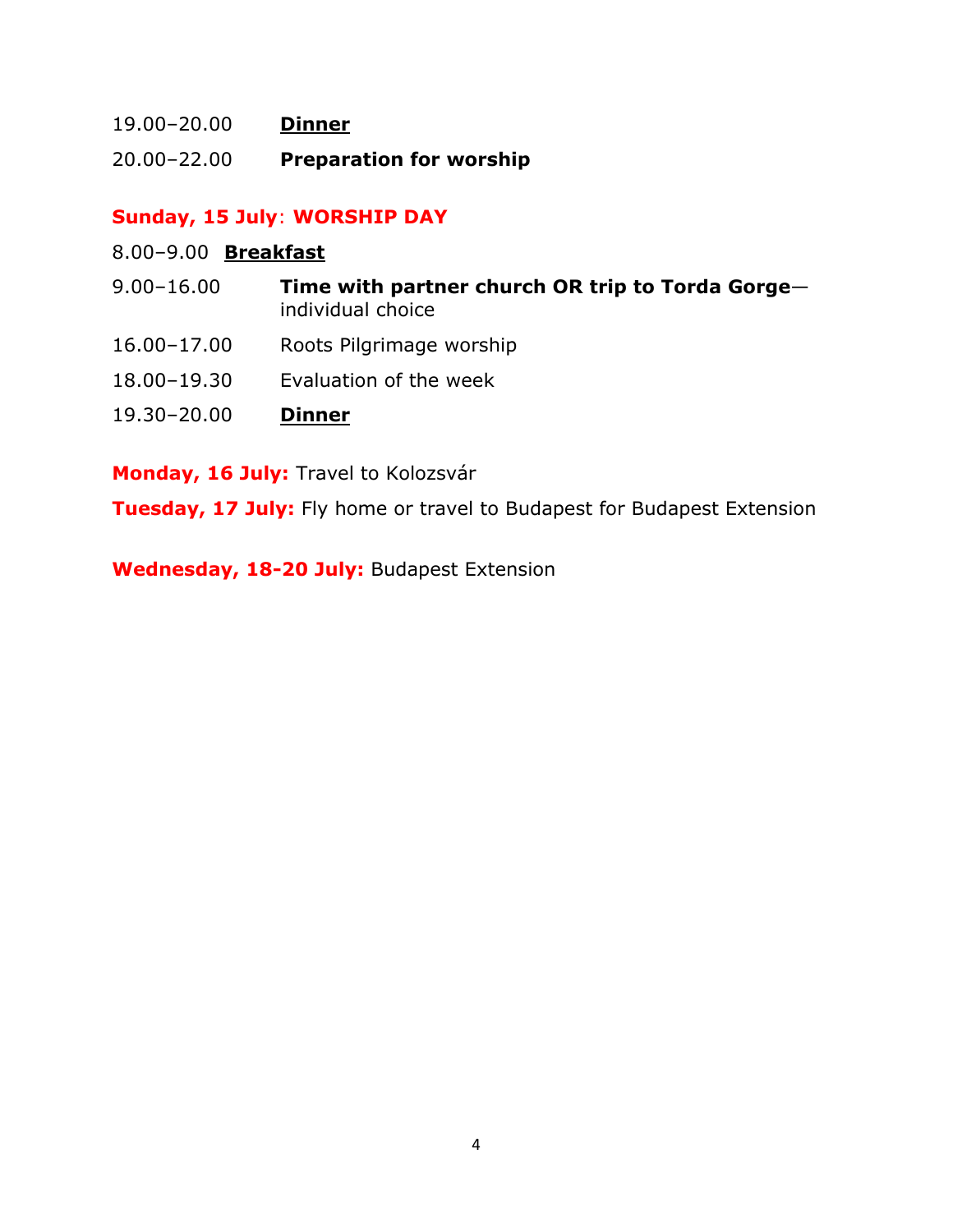19.00–20.00 **Dinner**

20.00–22.00 **Preparation for worship**

**Sunday, 15 July**: **WORSHIP DAY**

8.00–9.00 **Breakfast**

9.00–16.00 **Time with partner church OR trip to Torda Gorge**—individual choice

16.00–17.00 Roots Pilgrimage worship

18.00–19.30 Evaluation of the week

19.30–20.00 **Dinner**

**Monday, 16 July:** Travel to Kolozsvár

**Tuesday, 17 July:** Fly home or travel to Budapest for Budapest Extension

**Wednesday, 18-20 July:** Budapest Extension